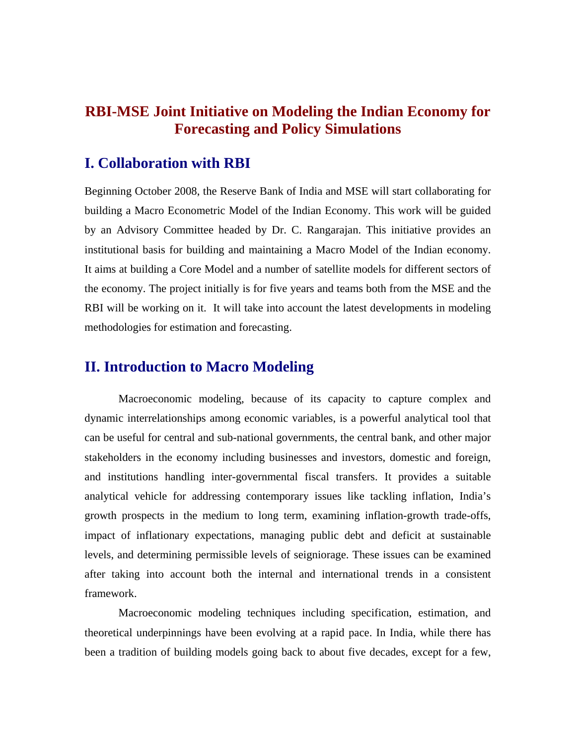# RBI-MSE Joint Initiative on Modeling the Indian Economy for Forecasting and Policy Simulations

## I. Collaboration with RBI

Beginning October 2008, the Reserve Bank of India and MSE will start collaborating for building a Macro Econometric Model of the Indian Economy. This work will be guided by an Advisory Committee headed by Dr. C. Rangarajan. This initiative provides an institutional basis for building and maintaining a Macro Model of the Indian economy. It aims at building a Core Model and a number of satellite models for different sectors of the economy. The project initially is for five years and teams both from the MSE and the RBI will be working on it. It will take into account the latest developments in modeling methodologies for estimation and forecasting.

## II. Introduction to Macro Modeling

Macroeconomic modeling, because of its capacity to capture complex and dynamic interrelationships among economic variables, is a powerful analytical tool that can be useful for central and sub-national governments, the central bank, and other major stakeholders in the economy including businesses and investors, domestic and foreign, and institutions handling inter-governmental fiscal transfers. It provides a suitable analytical vehicle for addressing contemporary issues like tackling inflation, India's growth prospects in the medium to long term, examining inflation-growth trade-offs, impact of inflationary expectations, managing public debt and deficit at sustainable levels, and determining permissible levels of seigniorage. These issues can be examined after taking into account both the internal and international trends in a consistent framework.

Macroeconomic modeling techniques including specification, estimation, and theoretical underpinnings have been evolving at a rapid pace. In India, while there has been a tradition of building models going back to about five decades, except for a few,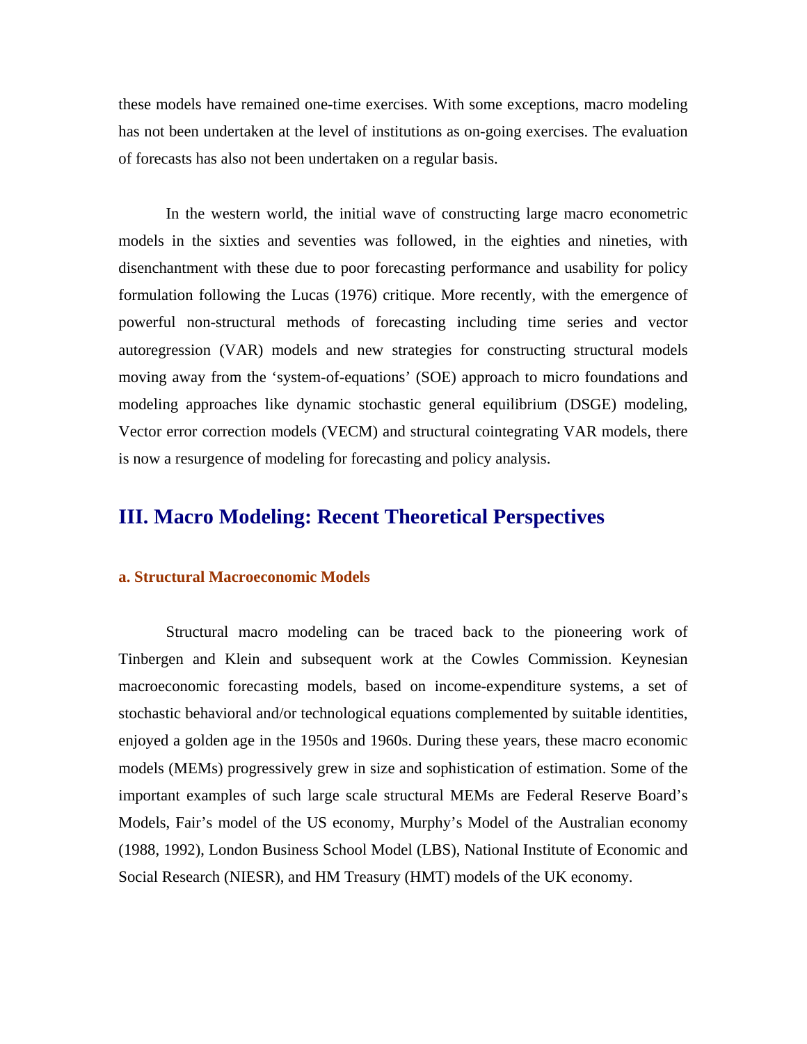these models have remained one-time exercises. With some exceptions, macro modeling has not been undertaken at the level of institutions as on-going exercises. The evaluation of forecasts has also not been undertaken on a regular basis.

In the western world, the initial wave of constructing large macro econometric models in the sixties and seventies was followed, in the eighties and nineties, with disenchantment with these due to poor forecasting performance and usability for policy formulation following the Lucas (1976) critique. More recently, with the emergence of powerful non-structural methods of forecasting including time series and vector autoregression (VAR) models and new strategies for constructing structural models moving away from the 'system-of-equations' (SOE) approach to micro foundations and modeling approaches like dynamic stochastic general equilibrium (DSGE) modeling, Vector error correction models (VECM) and structural cointegrating VAR models, there is now a resurgence of modeling for forecasting and policy analysis.

## III. Macro Modeling: Recent Theoretical Perspectives

### a. Structural Macroeconomic Models

Structural macro modeling can be traced back to the pioneering work of Tinbergen and Klein and subsequent work at the Cowles Commission. Keynesian macroeconomic forecasting models, based on income-expenditure systems, a set of stochastic behavioral and/or technological equations complemented by suitable identities, enjoyed a golden age in the 1950s and 1960s. During these years, these macro economic models (MEMs) progressively grew in size and sophistication of estimation. Some of the important examples of such large scale structural MEMs are Federal Reserve Board's Models, Fair's model of the US economy, Murphy's Model of the Australian economy (1988, 1992), London Business School Model (LBS), National Institute of Economic and Social Research (NIESR), and HM Treasury (HMT) models of the UK economy.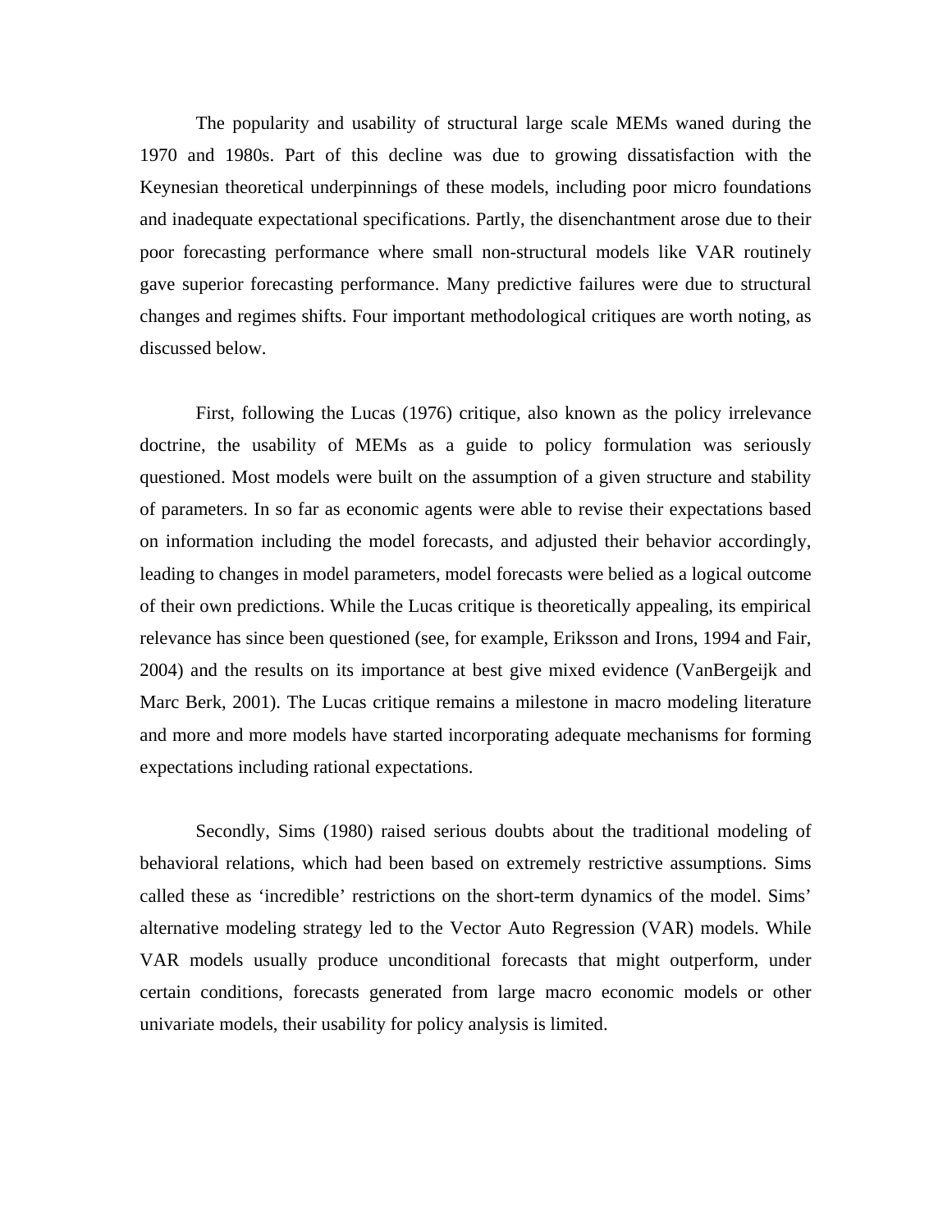The popularity and usability of structural large scale MEMs waned during the 1970 and 1980s. Part of this decline was due to growing dissatisfaction with the Keynesian theoretical underpinnings of these models, including poor micro foundations and inadequate expectational specifications. Partly, the disenchantment arose due to their poor forecasting performance where small non-structural models like VAR routinely gave superior forecasting performance. Many predictive failures were due to structural changes and regimes shifts. Four important methodological critiques are worth noting, as discussed below.

First, following the Lucas (1976) critique, also known as the policy irrelevance doctrine, the usability of MEMs as a guide to policy formulation was seriously questioned. Most models were built on the assumption of a given structure and stability of parameters. In so far as economic agents were able to revise their expectations based on information including the model forecasts, and adjusted their behavior accordingly, leading to changes in model parameters, model forecasts were belied as a logical outcome of their own predictions. While the Lucas critique is theoretically appealing, its empirical relevance has since been questioned (see, for example, Eriksson and Irons, 1994 and Fair, 2004) and the results on its importance at best give mixed evidence (VanBergeijk and Marc Berk, 2001). The Lucas critique remains a milestone in macro modeling literature and more and more models have started incorporating adequate mechanisms for forming expectations including rational expectations.

Secondly, Sims (1980) raised serious doubts about the traditional modeling of behavioral relations, which had been based on extremely restrictive assumptions. Sims called these as 'incredible' restrictions on the short-term dynamics of the model. Sims' alternative modeling strategy led to the Vector Auto Regression (VAR) models. While VAR models usually produce unconditional forecasts that might outperform, under certain conditions, forecasts generated from large macro economic models or other univariate models, their usability for policy analysis is limited.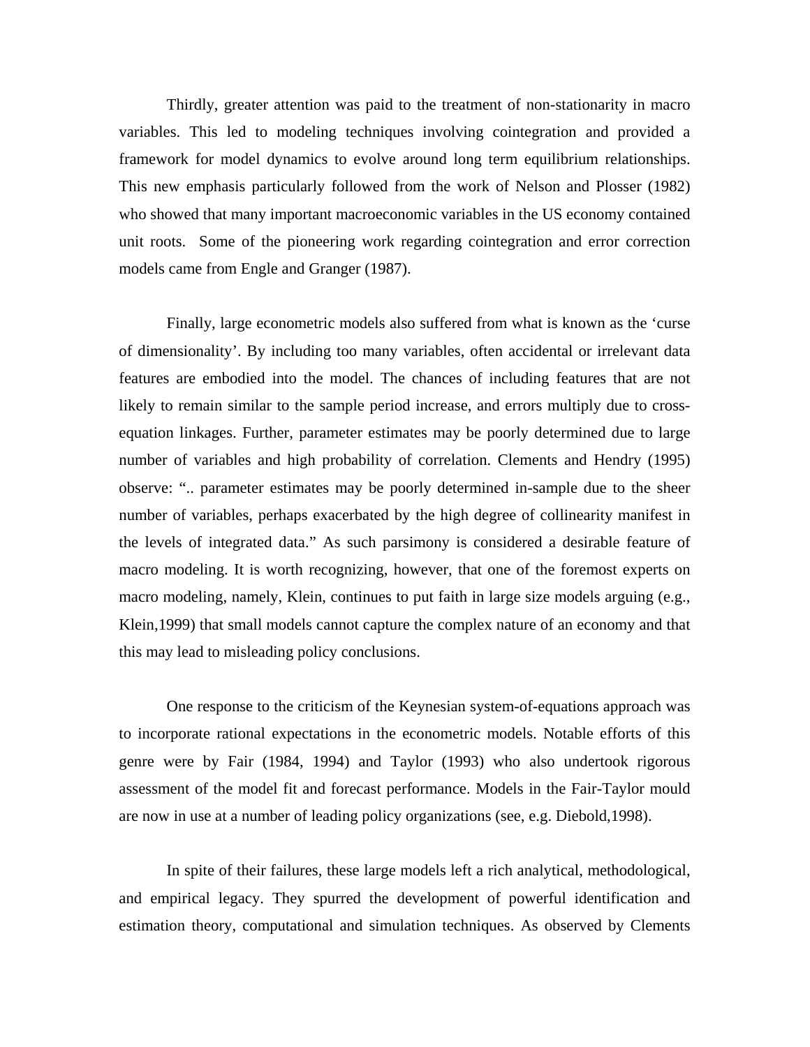Thirdly, greater attention was paid to the treatment of non-stationarity in macro variables. This led to modeling techniques involving cointegration and provided a framework for model dynamics to evolve around long term equilibrium relationships. This new emphasis particularly followed from the work of Nelson and Plosser (1982) who showed that many important macroeconomic variables in the US economy contained unit roots. Some of the pioneering work regarding cointegration and error correction models came from Engle and Granger (1987).

Finally, large econometric models also suffered from what is known as the 'curse of dimensionality'. By including too many variables, often accidental or irrelevant data features are embodied into the model. The chances of including features that are not likely to remain similar to the sample period increase, and errors multiply due to cross-equation linkages. Further, parameter estimates may be poorly determined due to large number of variables and high probability of correlation. Clements and Hendry (1995) observe: ".. parameter estimates may be poorly determined in-sample due to the sheer number of variables, perhaps exacerbated by the high degree of collinearity manifest in the levels of integrated data." As such parsimony is considered a desirable feature of macro modeling. It is worth recognizing, however, that one of the foremost experts on macro modeling, namely, Klein, continues to put faith in large size models arguing (e.g., Klein,1999) that small models cannot capture the complex nature of an economy and that this may lead to misleading policy conclusions.

One response to the criticism of the Keynesian system-of-equations approach was to incorporate rational expectations in the econometric models. Notable efforts of this genre were by Fair (1984, 1994) and Taylor (1993) who also undertook rigorous assessment of the model fit and forecast performance. Models in the Fair-Taylor mould are now in use at a number of leading policy organizations (see, e.g. Diebold,1998).

In spite of their failures, these large models left a rich analytical, methodological, and empirical legacy. They spurred the development of powerful identification and estimation theory, computational and simulation techniques. As observed by Clements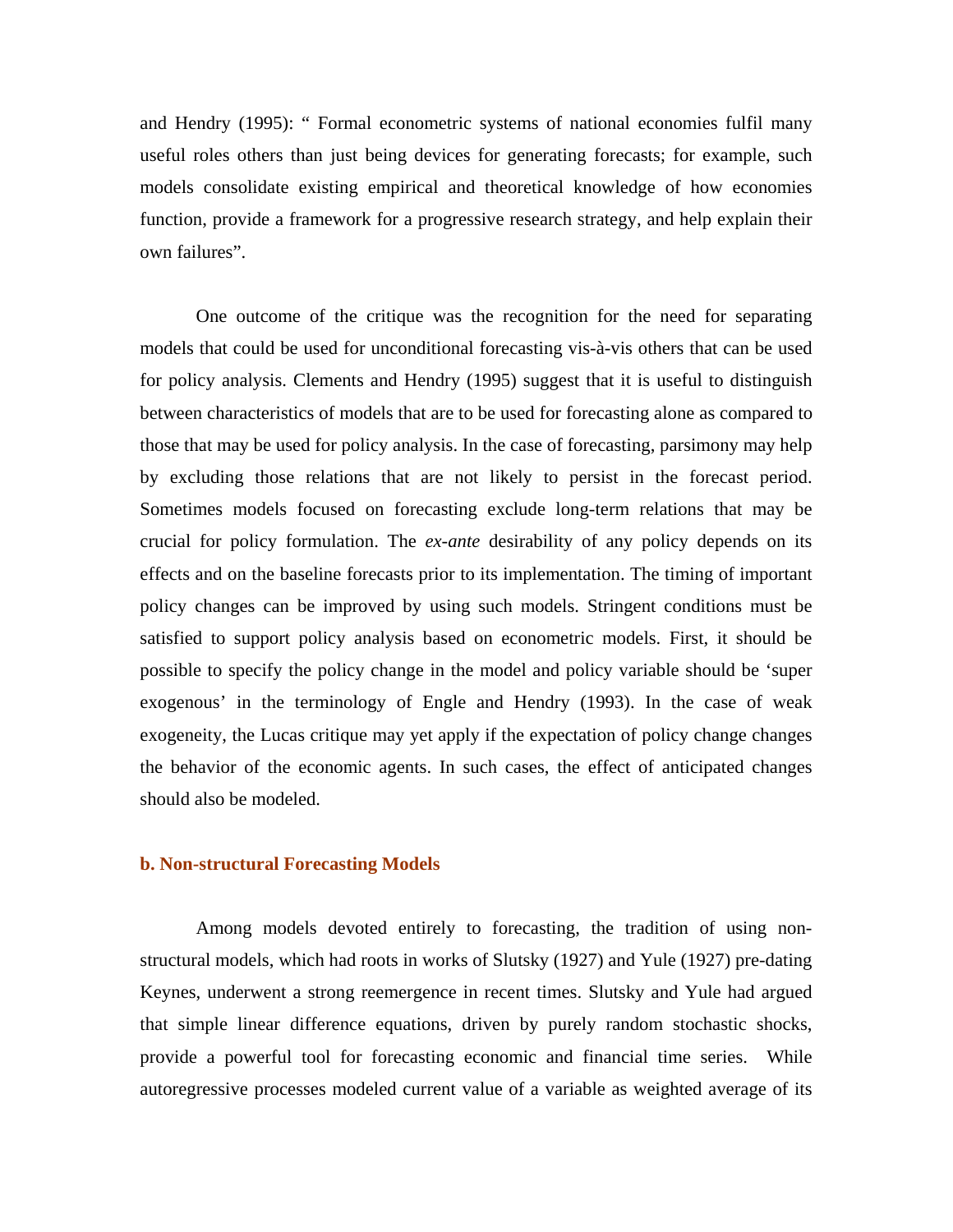and Hendry (1995): " Formal econometric systems of national economies fulfil many useful roles others than just being devices for generating forecasts; for example, such models consolidate existing empirical and theoretical knowledge of how economies function, provide a framework for a progressive research strategy, and help explain their own failures".

One outcome of the critique was the recognition for the need for separating models that could be used for unconditional forecasting vis-à-vis others that can be used for policy analysis. Clements and Hendry (1995) suggest that it is useful to distinguish between characteristics of models that are to be used for forecasting alone as compared to those that may be used for policy analysis. In the case of forecasting, parsimony may help by excluding those relations that are not likely to persist in the forecast period. Sometimes models focused on forecasting exclude long-term relations that may be crucial for policy formulation. The *ex-ante* desirability of any policy depends on its effects and on the baseline forecasts prior to its implementation. The timing of important policy changes can be improved by using such models. Stringent conditions must be satisfied to support policy analysis based on econometric models. First, it should be possible to specify the policy change in the model and policy variable should be 'super exogenous' in the terminology of Engle and Hendry (1993). In the case of weak exogeneity, the Lucas critique may yet apply if the expectation of policy change changes the behavior of the economic agents. In such cases, the effect of anticipated changes should also be modeled.

### b. Non-structural Forecasting Models

Among models devoted entirely to forecasting, the tradition of using non-structural models, which had roots in works of Slutsky (1927) and Yule (1927) pre-dating Keynes, underwent a strong reemergence in recent times. Slutsky and Yule had argued that simple linear difference equations, driven by purely random stochastic shocks, provide a powerful tool for forecasting economic and financial time series. While autoregressive processes modeled current value of a variable as weighted average of its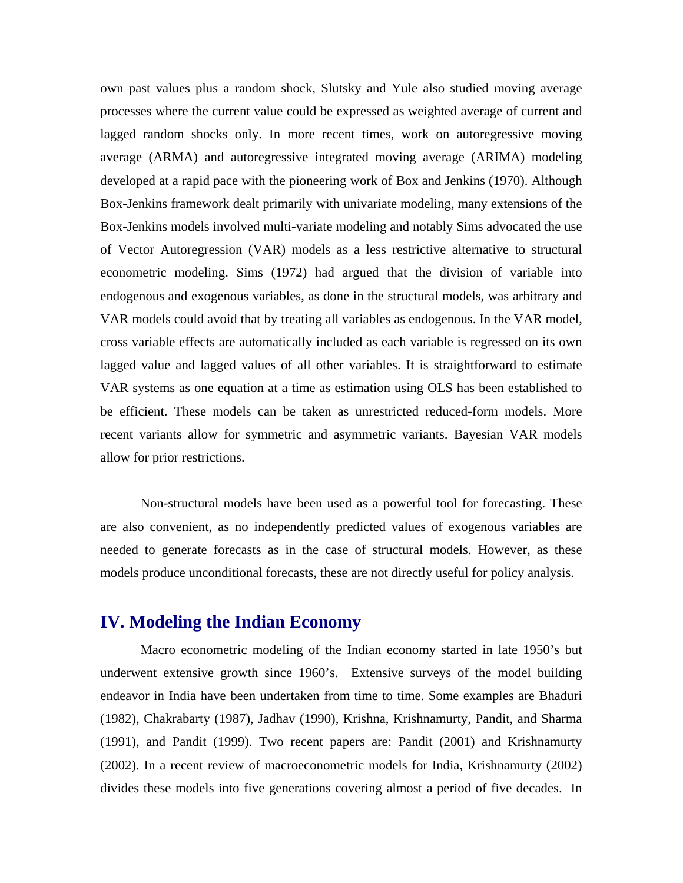own past values plus a random shock, Slutsky and Yule also studied moving average processes where the current value could be expressed as weighted average of current and lagged random shocks only. In more recent times, work on autoregressive moving average (ARMA) and autoregressive integrated moving average (ARIMA) modeling developed at a rapid pace with the pioneering work of Box and Jenkins (1970). Although Box-Jenkins framework dealt primarily with univariate modeling, many extensions of the Box-Jenkins models involved multi-variate modeling and notably Sims advocated the use of Vector Autoregression (VAR) models as a less restrictive alternative to structural econometric modeling. Sims (1972) had argued that the division of variable into endogenous and exogenous variables, as done in the structural models, was arbitrary and VAR models could avoid that by treating all variables as endogenous. In the VAR model, cross variable effects are automatically included as each variable is regressed on its own lagged value and lagged values of all other variables. It is straightforward to estimate VAR systems as one equation at a time as estimation using OLS has been established to be efficient. These models can be taken as unrestricted reduced-form models. More recent variants allow for symmetric and asymmetric variants. Bayesian VAR models allow for prior restrictions.

Non-structural models have been used as a powerful tool for forecasting. These are also convenient, as no independently predicted values of exogenous variables are needed to generate forecasts as in the case of structural models. However, as these models produce unconditional forecasts, these are not directly useful for policy analysis.

## IV. Modeling the Indian Economy

Macro econometric modeling of the Indian economy started in late 1950's but underwent extensive growth since 1960's. Extensive surveys of the model building endeavor in India have been undertaken from time to time. Some examples are Bhaduri (1982), Chakrabarty (1987), Jadhav (1990), Krishna, Krishnamurty, Pandit, and Sharma (1991), and Pandit (1999). Two recent papers are: Pandit (2001) and Krishnamurty (2002). In a recent review of macroeconometric models for India, Krishnamurty (2002) divides these models into five generations covering almost a period of five decades. In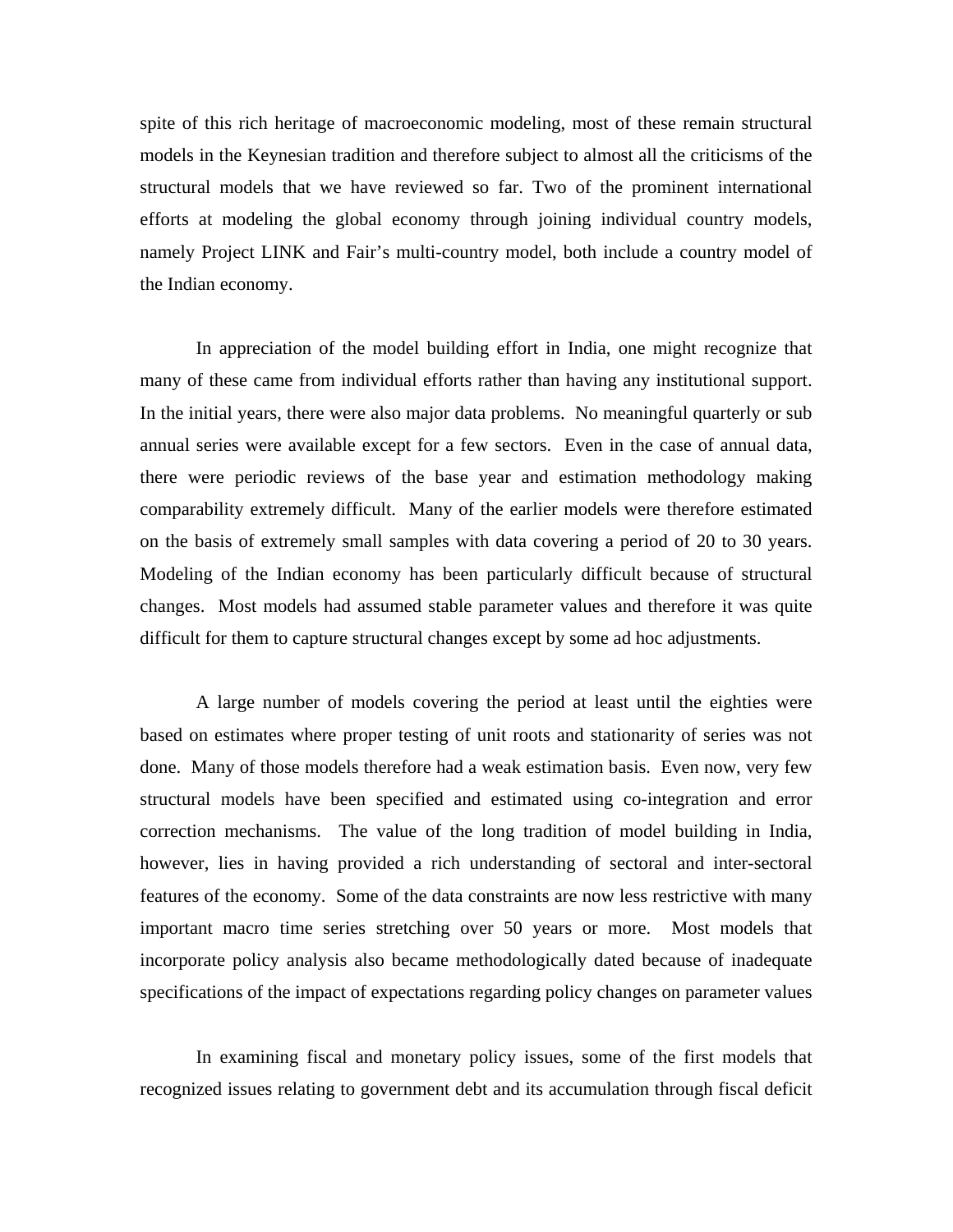spite of this rich heritage of macroeconomic modeling, most of these remain structural models in the Keynesian tradition and therefore subject to almost all the criticisms of the structural models that we have reviewed so far. Two of the prominent international efforts at modeling the global economy through joining individual country models, namely Project LINK and Fair's multi-country model, both include a country model of the Indian economy.

In appreciation of the model building effort in India, one might recognize that many of these came from individual efforts rather than having any institutional support. In the initial years, there were also major data problems. No meaningful quarterly or sub annual series were available except for a few sectors. Even in the case of annual data, there were periodic reviews of the base year and estimation methodology making comparability extremely difficult. Many of the earlier models were therefore estimated on the basis of extremely small samples with data covering a period of 20 to 30 years. Modeling of the Indian economy has been particularly difficult because of structural changes. Most models had assumed stable parameter values and therefore it was quite difficult for them to capture structural changes except by some ad hoc adjustments.

A large number of models covering the period at least until the eighties were based on estimates where proper testing of unit roots and stationarity of series was not done. Many of those models therefore had a weak estimation basis. Even now, very few structural models have been specified and estimated using co-integration and error correction mechanisms. The value of the long tradition of model building in India, however, lies in having provided a rich understanding of sectoral and inter-sectoral features of the economy. Some of the data constraints are now less restrictive with many important macro time series stretching over 50 years or more. Most models that incorporate policy analysis also became methodologically dated because of inadequate specifications of the impact of expectations regarding policy changes on parameter values

In examining fiscal and monetary policy issues, some of the first models that recognized issues relating to government debt and its accumulation through fiscal deficit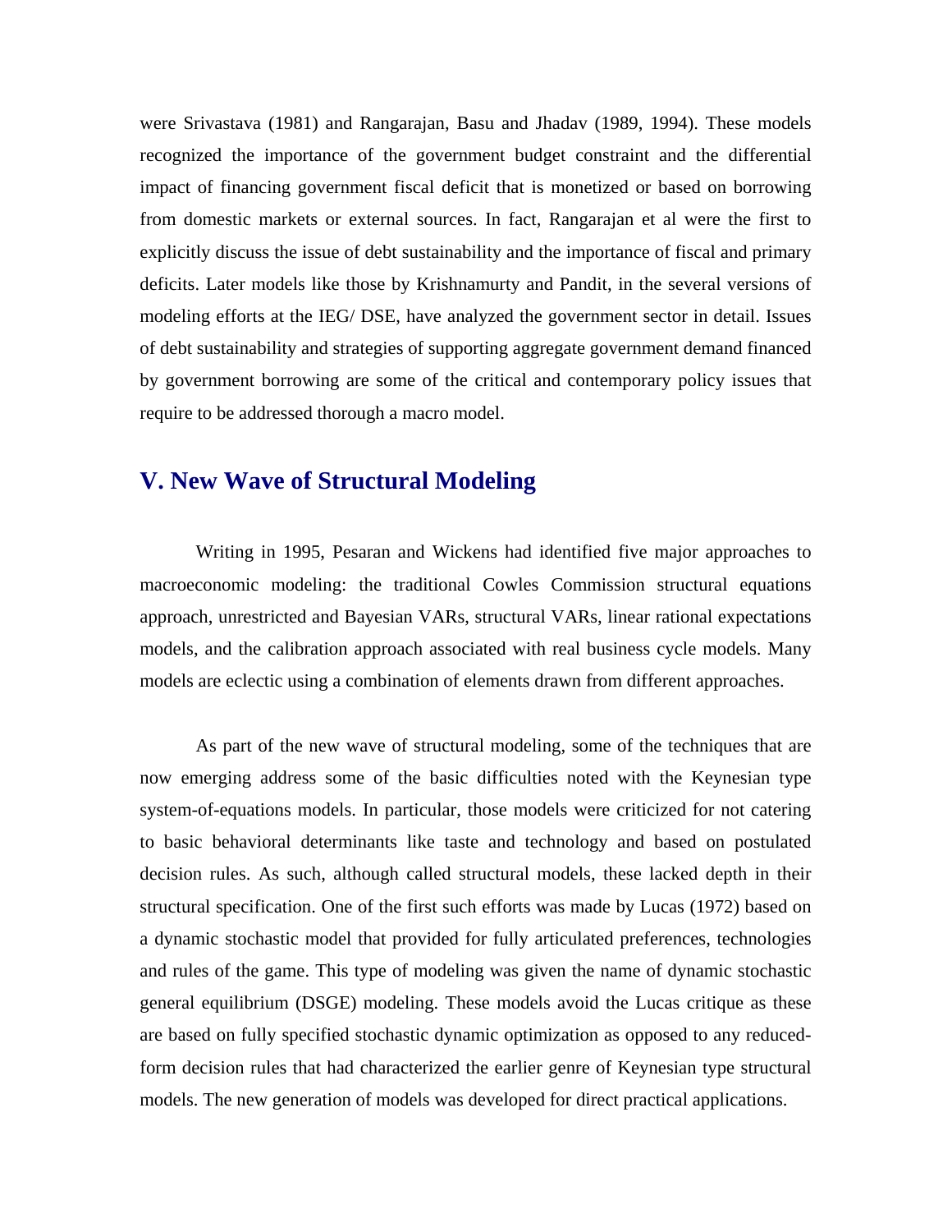were Srivastava (1981) and Rangarajan, Basu and Jhadav (1989, 1994). These models recognized the importance of the government budget constraint and the differential impact of financing government fiscal deficit that is monetized or based on borrowing from domestic markets or external sources. In fact, Rangarajan et al were the first to explicitly discuss the issue of debt sustainability and the importance of fiscal and primary deficits. Later models like those by Krishnamurty and Pandit, in the several versions of modeling efforts at the IEG/ DSE, have analyzed the government sector in detail. Issues of debt sustainability and strategies of supporting aggregate government demand financed by government borrowing are some of the critical and contemporary policy issues that require to be addressed thorough a macro model.

## V. New Wave of Structural Modeling

Writing in 1995, Pesaran and Wickens had identified five major approaches to macroeconomic modeling: the traditional Cowles Commission structural equations approach, unrestricted and Bayesian VARs, structural VARs, linear rational expectations models, and the calibration approach associated with real business cycle models. Many models are eclectic using a combination of elements drawn from different approaches.

As part of the new wave of structural modeling, some of the techniques that are now emerging address some of the basic difficulties noted with the Keynesian type system-of-equations models. In particular, those models were criticized for not catering to basic behavioral determinants like taste and technology and based on postulated decision rules. As such, although called structural models, these lacked depth in their structural specification. One of the first such efforts was made by Lucas (1972) based on a dynamic stochastic model that provided for fully articulated preferences, technologies and rules of the game. This type of modeling was given the name of dynamic stochastic general equilibrium (DSGE) modeling. These models avoid the Lucas critique as these are based on fully specified stochastic dynamic optimization as opposed to any reduced-form decision rules that had characterized the earlier genre of Keynesian type structural models. The new generation of models was developed for direct practical applications.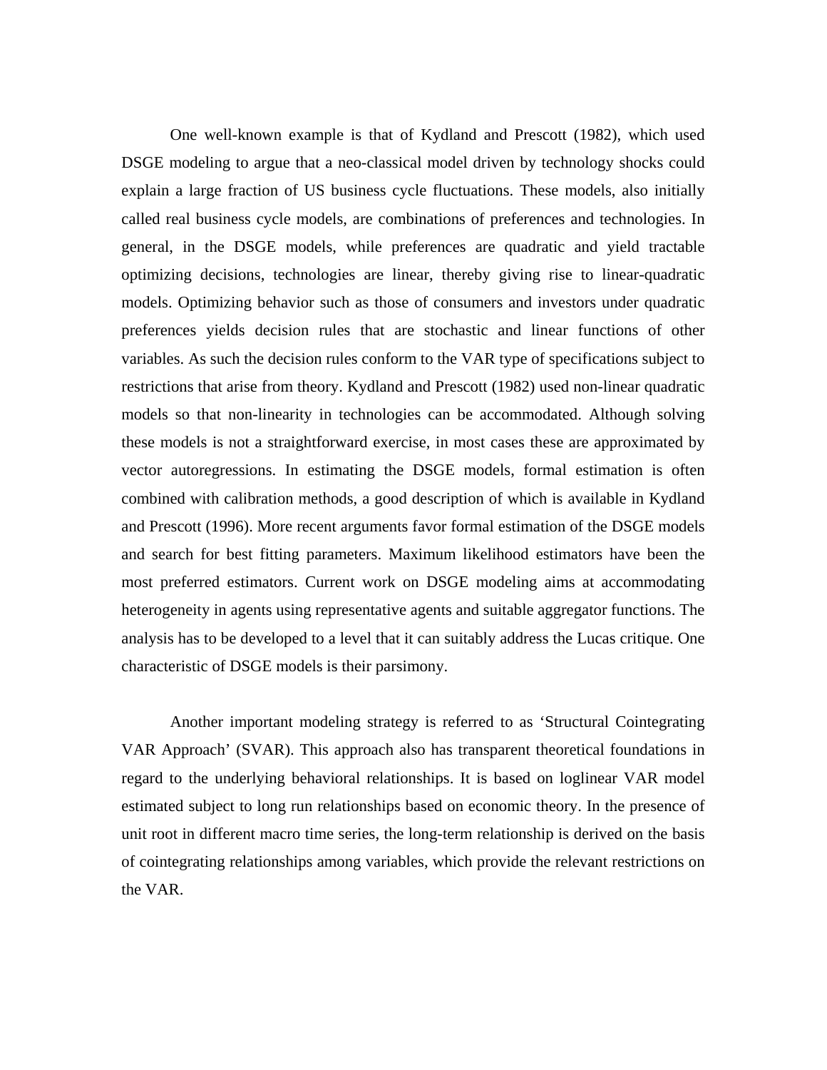One well-known example is that of Kydland and Prescott (1982), which used DSGE modeling to argue that a neo-classical model driven by technology shocks could explain a large fraction of US business cycle fluctuations. These models, also initially called real business cycle models, are combinations of preferences and technologies. In general, in the DSGE models, while preferences are quadratic and yield tractable optimizing decisions, technologies are linear, thereby giving rise to linear-quadratic models. Optimizing behavior such as those of consumers and investors under quadratic preferences yields decision rules that are stochastic and linear functions of other variables. As such the decision rules conform to the VAR type of specifications subject to restrictions that arise from theory. Kydland and Prescott (1982) used non-linear quadratic models so that non-linearity in technologies can be accommodated. Although solving these models is not a straightforward exercise, in most cases these are approximated by vector autoregressions. In estimating the DSGE models, formal estimation is often combined with calibration methods, a good description of which is available in Kydland and Prescott (1996). More recent arguments favor formal estimation of the DSGE models and search for best fitting parameters. Maximum likelihood estimators have been the most preferred estimators. Current work on DSGE modeling aims at accommodating heterogeneity in agents using representative agents and suitable aggregator functions. The analysis has to be developed to a level that it can suitably address the Lucas critique. One characteristic of DSGE models is their parsimony.

Another important modeling strategy is referred to as 'Structural Cointegrating VAR Approach' (SVAR). This approach also has transparent theoretical foundations in regard to the underlying behavioral relationships. It is based on loglinear VAR model estimated subject to long run relationships based on economic theory. In the presence of unit root in different macro time series, the long-term relationship is derived on the basis of cointegrating relationships among variables, which provide the relevant restrictions on the VAR.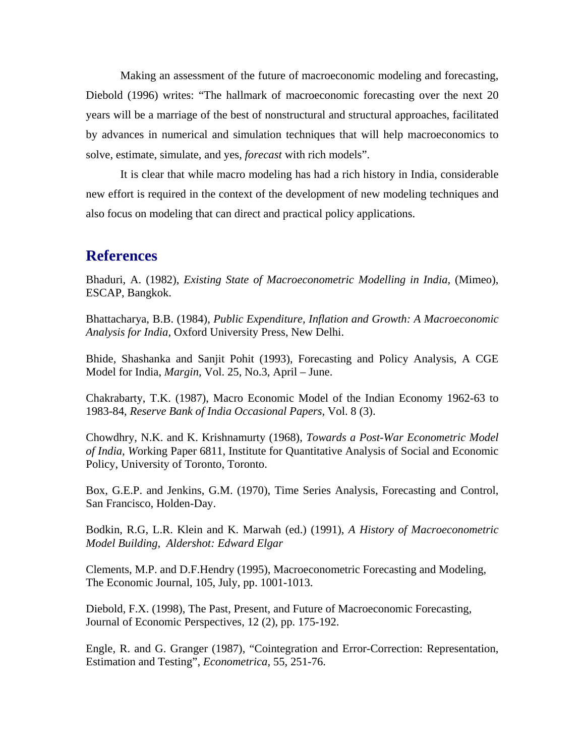Making an assessment of the future of macroeconomic modeling and forecasting, Diebold (1996) writes: "The hallmark of macroeconomic forecasting over the next 20 years will be a marriage of the best of nonstructural and structural approaches, facilitated by advances in numerical and simulation techniques that will help macroeconomics to solve, estimate, simulate, and yes, *forecast* with rich models".

It is clear that while macro modeling has had a rich history in India, considerable new effort is required in the context of the development of new modeling techniques and also focus on modeling that can direct and practical policy applications.

## References

Bhaduri, A. (1982), *Existing State of Macroeconometric Modelling in India*, (Mimeo), ESCAP, Bangkok.

Bhattacharya, B.B. (1984), *Public Expenditure, Inflation and Growth: A Macroeconomic Analysis for India*, Oxford University Press, New Delhi.

Bhide, Shashanka and Sanjit Pohit (1993), Forecasting and Policy Analysis, A CGE Model for India, *Margin*, Vol. 25, No.3, April – June.

Chakrabarty, T.K. (1987), Macro Economic Model of the Indian Economy 1962-63 to 1983-84, *Reserve Bank of India Occasional Papers*, Vol. 8 (3).

Chowdhry, N.K. and K. Krishnamurty (1968), *Towards a Post-War Econometric Model of India, W*orking Paper 6811, Institute for Quantitative Analysis of Social and Economic Policy, University of Toronto, Toronto.

Box, G.E.P. and Jenkins, G.M. (1970), Time Series Analysis, Forecasting and Control, San Francisco, Holden-Day.

Bodkin, R.G, L.R. Klein and K. Marwah (ed.) (1991), *A History of Macroeconometric Model Building, Aldershot: Edward Elgar*

Clements, M.P. and D.F.Hendry (1995), Macroeconometric Forecasting and Modeling, The Economic Journal, 105, July, pp. 1001-1013.

Diebold, F.X. (1998), The Past, Present, and Future of Macroeconomic Forecasting, Journal of Economic Perspectives, 12 (2), pp. 175-192.

Engle, R. and G. Granger (1987), "Cointegration and Error-Correction: Representation, Estimation and Testing", *Econometrica*, 55, 251-76.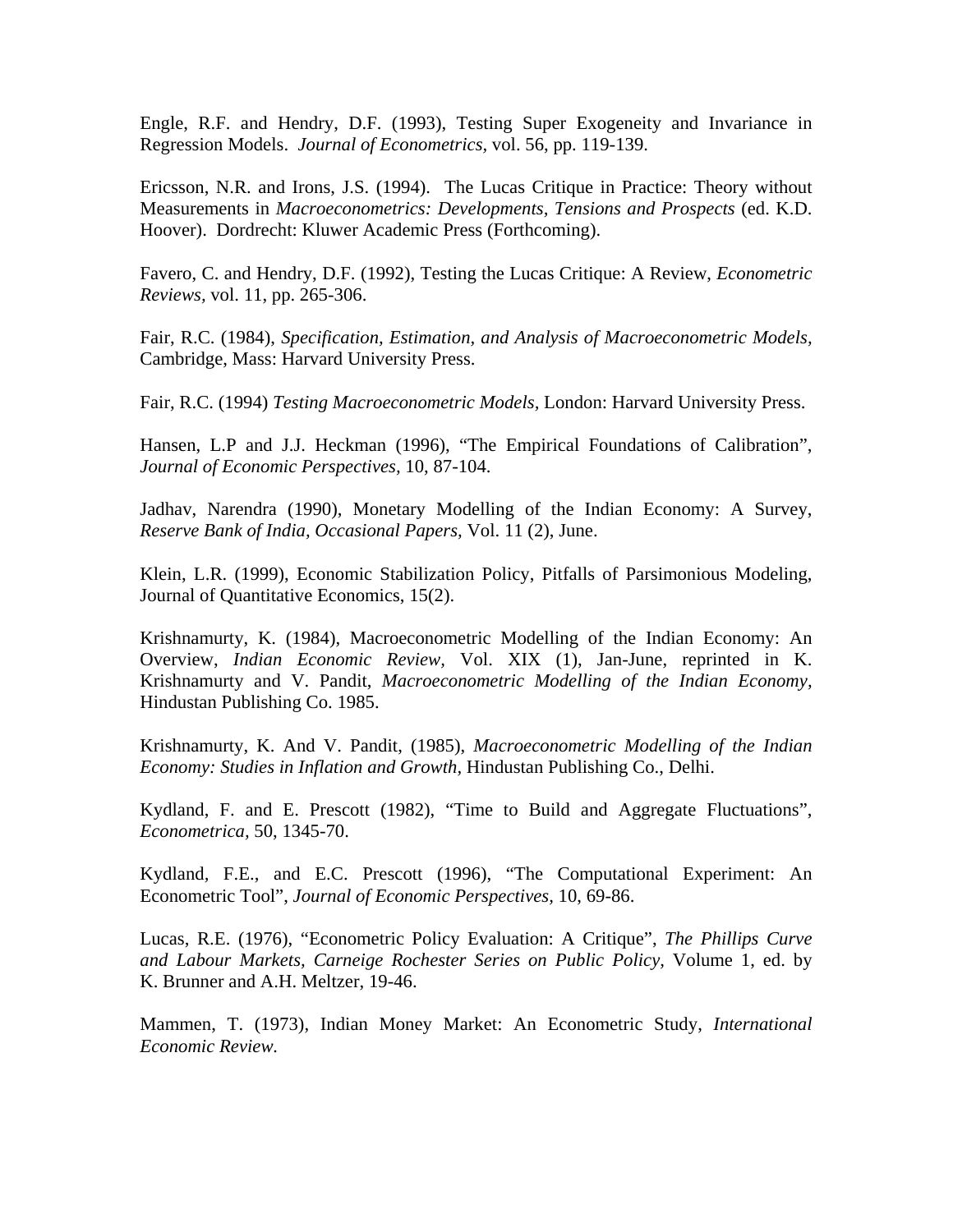Engle, R.F. and Hendry, D.F. (1993), Testing Super Exogeneity and Invariance in Regression Models. *Journal of Econometrics*, vol. 56, pp. 119-139.

Ericsson, N.R. and Irons, J.S. (1994). The Lucas Critique in Practice: Theory without Measurements in *Macroeconometrics: Developments, Tensions and Prospects* (ed. K.D. Hoover). Dordrecht: Kluwer Academic Press (Forthcoming).

Favero, C. and Hendry, D.F. (1992), Testing the Lucas Critique: A Review, *Econometric Reviews*, vol. 11, pp. 265-306.

Fair, R.C. (1984), *Specification, Estimation, and Analysis of Macroeconometric Models*, Cambridge, Mass: Harvard University Press.

Fair, R.C. (1994) *Testing Macroeconometric Models*, London: Harvard University Press.

Hansen, L.P and J.J. Heckman (1996), "The Empirical Foundations of Calibration", *Journal of Economic Perspectives*, 10, 87-104.

Jadhav, Narendra (1990), Monetary Modelling of the Indian Economy: A Survey, *Reserve Bank of India, Occasional Papers*, Vol. 11 (2), June.

Klein, L.R. (1999), Economic Stabilization Policy, Pitfalls of Parsimonious Modeling, Journal of Quantitative Economics, 15(2).

Krishnamurty, K. (1984), Macroeconometric Modelling of the Indian Economy: An Overview, *Indian Economic Review*, Vol. XIX (1), Jan-June, reprinted in K. Krishnamurty and V. Pandit, *Macroeconometric Modelling of the Indian Economy*, Hindustan Publishing Co. 1985.

Krishnamurty, K. And V. Pandit, (1985), *Macroeconometric Modelling of the Indian Economy: Studies in Inflation and Growth*, Hindustan Publishing Co., Delhi.

Kydland, F. and E. Prescott (1982), "Time to Build and Aggregate Fluctuations", *Econometrica*, 50, 1345-70.

Kydland, F.E., and E.C. Prescott (1996), "The Computational Experiment: An Econometric Tool", *Journal of Economic Perspectives*, 10, 69-86.

Lucas, R.E. (1976), "Econometric Policy Evaluation: A Critique", *The Phillips Curve and Labour Markets, Carneige Rochester Series on Public Policy*, Volume 1, ed. by K. Brunner and A.H. Meltzer, 19-46.

Mammen, T. (1973), Indian Money Market: An Econometric Study, *International Economic Review.*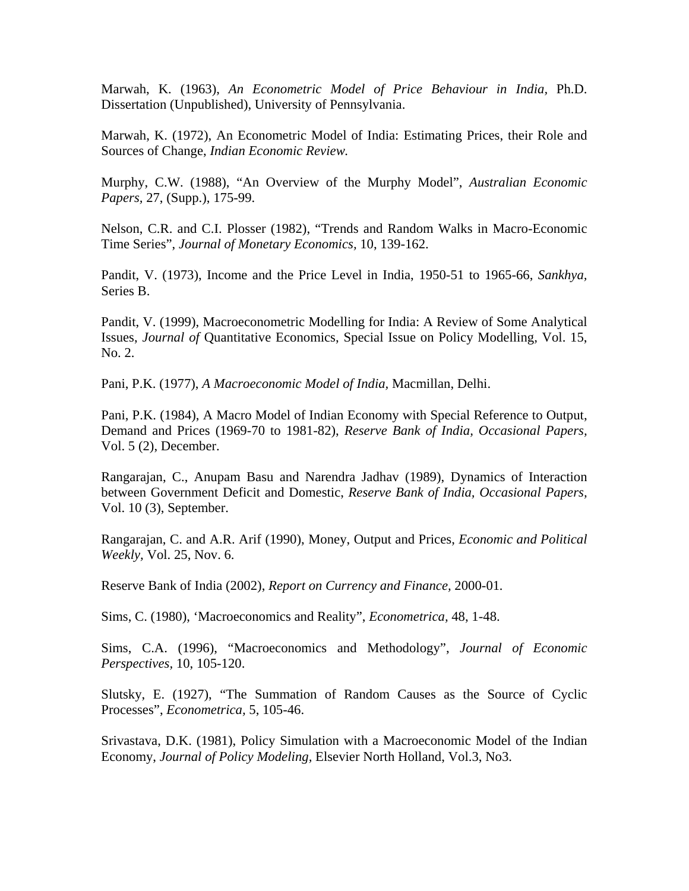Marwah, K. (1963), *An Econometric Model of Price Behaviour in India*, Ph.D. Dissertation (Unpublished), University of Pennsylvania.

Marwah, K. (1972), An Econometric Model of India: Estimating Prices, their Role and Sources of Change, *Indian Economic Review.*

Murphy, C.W. (1988), "An Overview of the Murphy Model", *Australian Economic Papers*, 27, (Supp.), 175-99.

Nelson, C.R. and C.I. Plosser (1982), "Trends and Random Walks in Macro-Economic Time Series", *Journal of Monetary Economics*, 10, 139-162.

Pandit, V. (1973), Income and the Price Level in India, 1950-51 to 1965-66, *Sankhya*, Series B.

Pandit, V. (1999), Macroeconometric Modelling for India: A Review of Some Analytical Issues, *Journal of* Quantitative Economics, Special Issue on Policy Modelling, Vol. 15, No. 2.

Pani, P.K. (1977), *A Macroeconomic Model of India,* Macmillan, Delhi.

Pani, P.K. (1984), A Macro Model of Indian Economy with Special Reference to Output, Demand and Prices (1969-70 to 1981-82), *Reserve Bank of India, Occasional Papers*, Vol. 5 (2), December.

Rangarajan, C., Anupam Basu and Narendra Jadhav (1989), Dynamics of Interaction between Government Deficit and Domestic, *Reserve Bank of India, Occasional Papers*, Vol. 10 (3), September.

Rangarajan, C. and A.R. Arif (1990), Money, Output and Prices, *Economic and Political Weekly*, Vol. 25, Nov. 6.

Reserve Bank of India (2002), *Report on Currency and Finance*, 2000-01.

Sims, C. (1980), 'Macroeconomics and Reality", *Econometrica,* 48, 1-48.

Sims, C.A. (1996), "Macroeconomics and Methodology", *Journal of Economic Perspectives*, 10, 105-120.

Slutsky, E. (1927), "The Summation of Random Causes as the Source of Cyclic Processes", *Econometrica*, 5, 105-46.

Srivastava, D.K. (1981), Policy Simulation with a Macroeconomic Model of the Indian Economy, *Journal of Policy Modeling*, Elsevier North Holland, Vol.3, No3.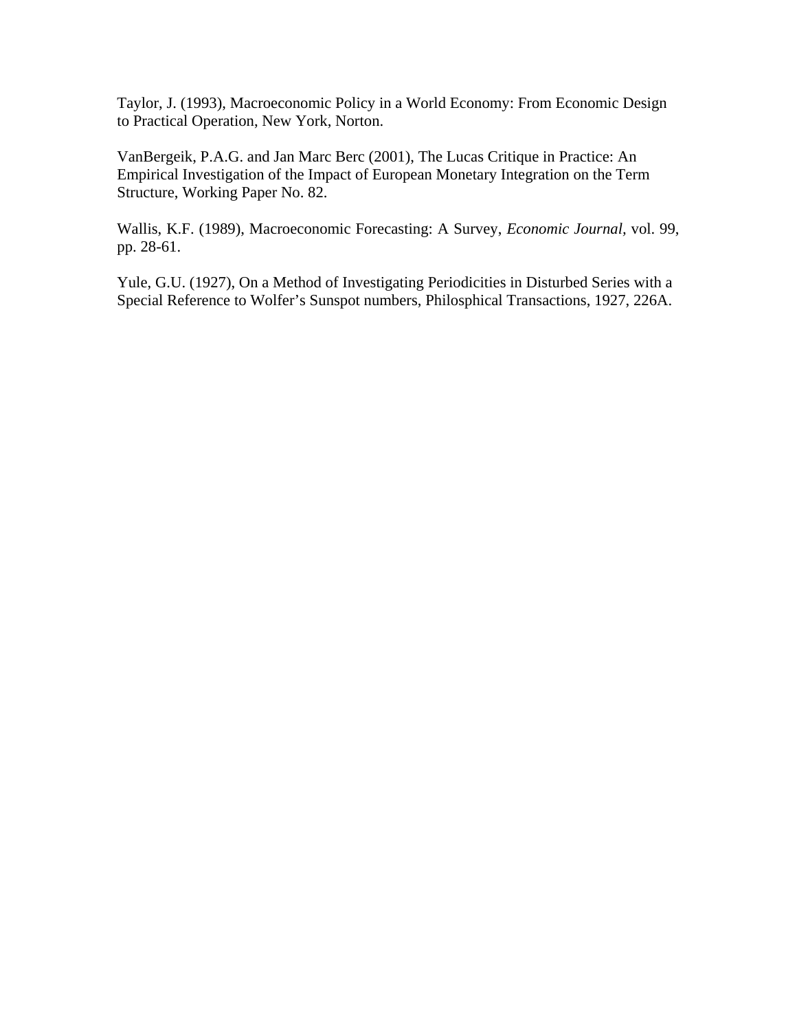Taylor, J. (1993), Macroeconomic Policy in a World Economy: From Economic Design to Practical Operation, New York, Norton.

VanBergeik, P.A.G. and Jan Marc Berc (2001), The Lucas Critique in Practice: An Empirical Investigation of the Impact of European Monetary Integration on the Term Structure, Working Paper No. 82.

Wallis, K.F. (1989), Macroeconomic Forecasting: A Survey, *Economic Journal*, vol. 99, pp. 28-61.

Yule, G.U. (1927), On a Method of Investigating Periodicities in Disturbed Series with a Special Reference to Wolfer's Sunspot numbers, Philosphical Transactions, 1927, 226A.